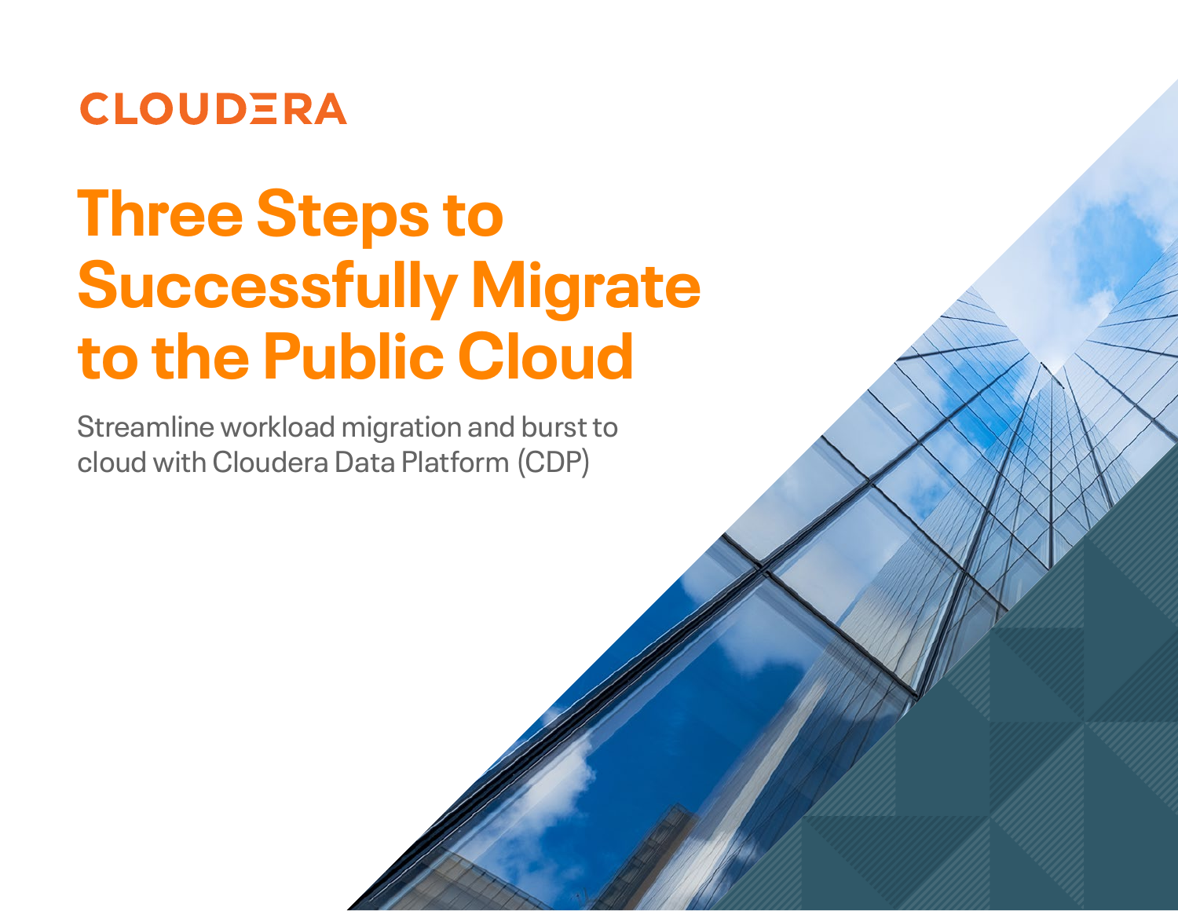CLOUDERA

# Three Steps to Successfully Migrate to the Public Cloud

Streamline workload migration and burst to cloud with Cloudera Data Platform (CDP)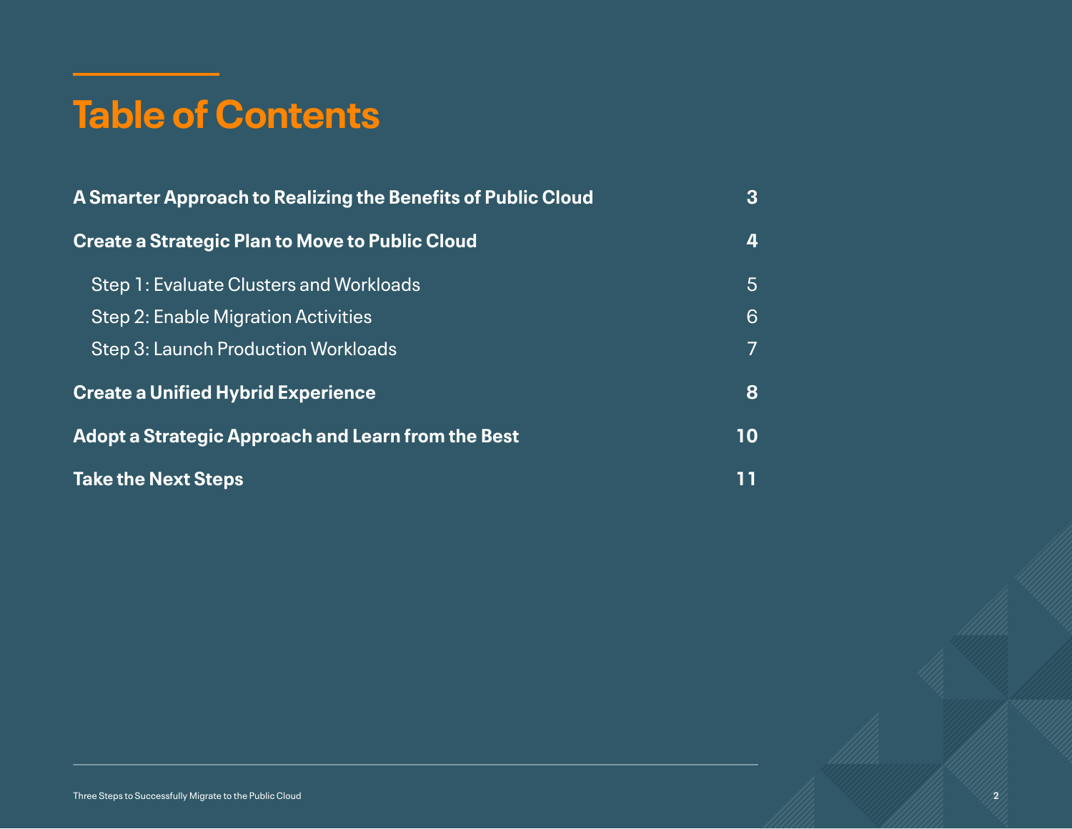# Table of Contents

| | |
|---|---|
| **A Smarter Approach to Realizing the Benefits of Public Cloud** | **3** |
| **Create a Strategic Plan to Move to Public Cloud** | **4** |
| Step 1: Evaluate Clusters and Workloads | 5 |
| Step 2: Enable Migration Activities | 6 |
| Step 3: Launch Production Workloads | 7 |
| **Create a Unified Hybrid Experience** | **8** |
| **Adopt a Strategic Approach and Learn from the Best** | **10** |
| **Take the Next Steps** | **11** |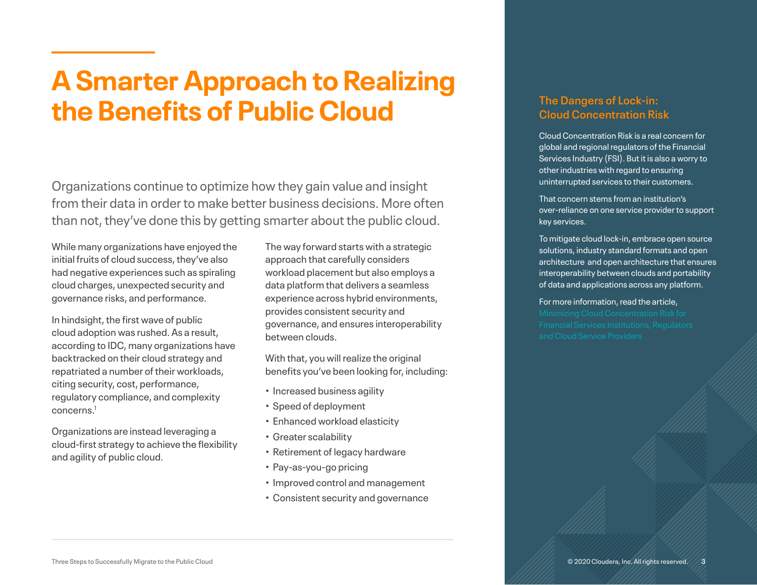# A Smarter Approach to Realizing the Benefits of Public Cloud

Organizations continue to optimize how they gain value and insight from their data in order to make better business decisions. More often than not, they've done this by getting smarter about the public cloud.

While many organizations have enjoyed the initial fruits of cloud success, they've also had negative experiences such as spiraling cloud charges, unexpected security and governance risks, and performance.

In hindsight, the first wave of public cloud adoption was rushed. As a result, according to IDC, many organizations have backtracked on their cloud strategy and repatriated a number of their workloads, citing security, cost, performance, regulatory compliance, and complexity concerns.[1]

Organizations are instead leveraging a cloud-first strategy to achieve the flexibility and agility of public cloud.

The way forward starts with a strategic approach that carefully considers workload placement but also employs a data platform that delivers a seamless experience across hybrid environments, provides consistent security and governance, and ensures interoperability between clouds.

With that, you will realize the original benefits you've been looking for, including:

- Increased business agility
- Speed of deployment
- Enhanced workload elasticity
- Greater scalability
- Retirement of legacy hardware
- Pay-as-you-go pricing
- Improved control and management
- Consistent security and governance

## The Dangers of Lock-in: Cloud Concentration Risk

Cloud Concentration Risk is a real concern for global and regional regulators of the Financial Services Industry (FSI). But it is also a worry to other industries with regard to ensuring uninterrupted services to their customers.

That concern stems from an institution's over-reliance on one service provider to support key services.

To mitigate cloud lock-in, embrace open source solutions, industry standard formats and open architecture and open architecture that ensures interoperability between clouds and portability of data and applications across any platform.

For more information, read the article, Minimizing Cloud Concentration Risk for Financial Services Institutions, Regulators and Cloud Service Providers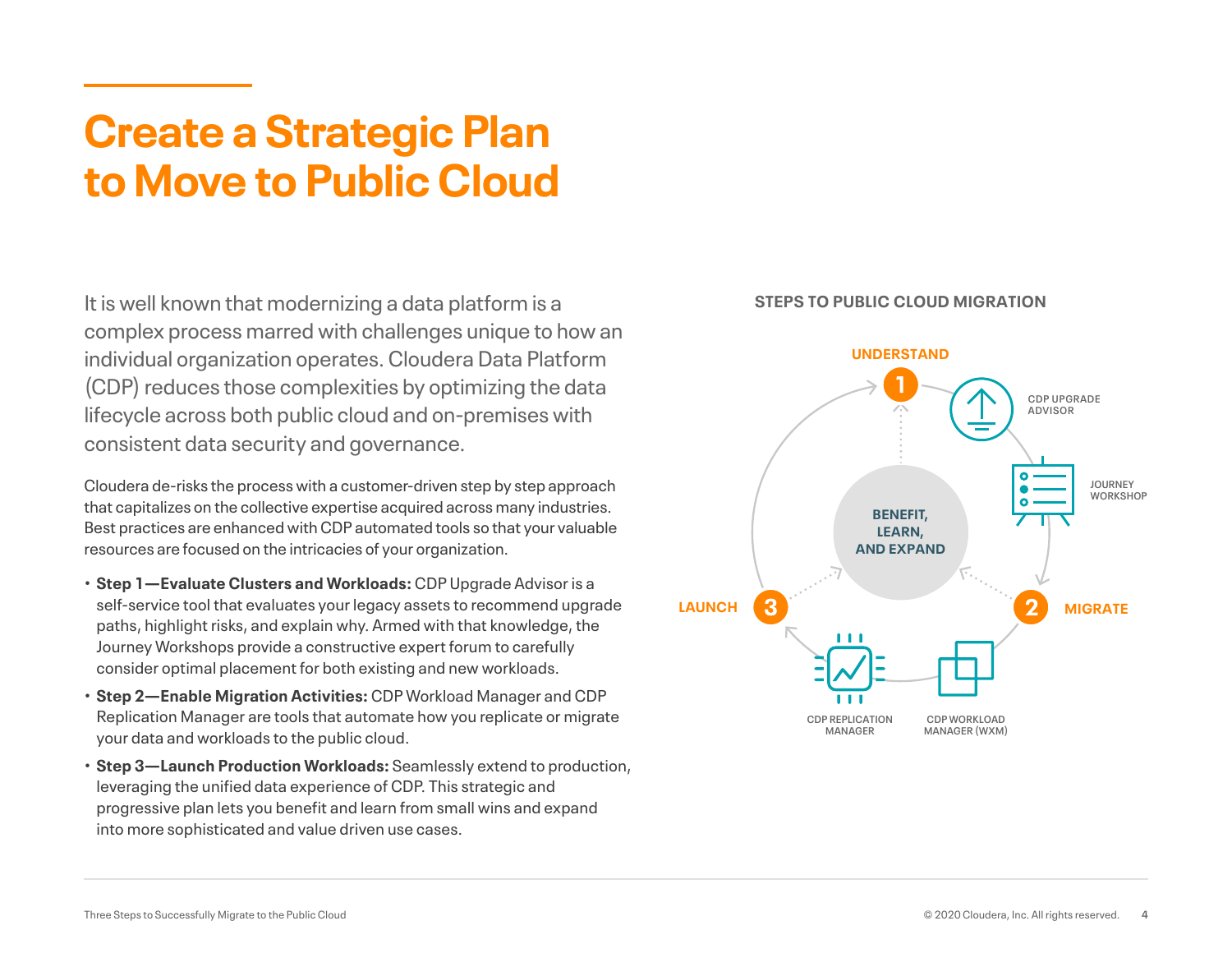# Create a Strategic Plan to Move to Public Cloud

It is well known that modernizing a data platform is a complex process marred with challenges unique to how an individual organization operates. Cloudera Data Platform (CDP) reduces those complexities by optimizing the data lifecycle across both public cloud and on-premises with consistent data security and governance.

Cloudera de-risks the process with a customer-driven step by step approach that capitalizes on the collective expertise acquired across many industries. Best practices are enhanced with CDP automated tools so that your valuable resources are focused on the intricacies of your organization.

- **Step 1—Evaluate Clusters and Workloads:** CDP Upgrade Advisor is a self-service tool that evaluates your legacy assets to recommend upgrade paths, highlight risks, and explain why. Armed with that knowledge, the Journey Workshops provide a constructive expert forum to carefully consider optimal placement for both existing and new workloads.
- **Step 2—Enable Migration Activities:** CDP Workload Manager and CDP Replication Manager are tools that automate how you replicate or migrate your data and workloads to the public cloud.
- **Step 3—Launch Production Workloads:** Seamlessly extend to production, leveraging the unified data experience of CDP. This strategic and progressive plan lets you benefit and learn from small wins and expand into more sophisticated and value driven use cases.

**STEPS TO PUBLIC CLOUD MIGRATION**

1. UNDERSTAND — CDP UPGRADE ADVISOR, JOURNEY WORKSHOP
2. MIGRATE — CDP WORKLOAD MANAGER (WXM), CDP REPLICATION MANAGER
3. LAUNCH

BENEFIT, LEARN, AND EXPAND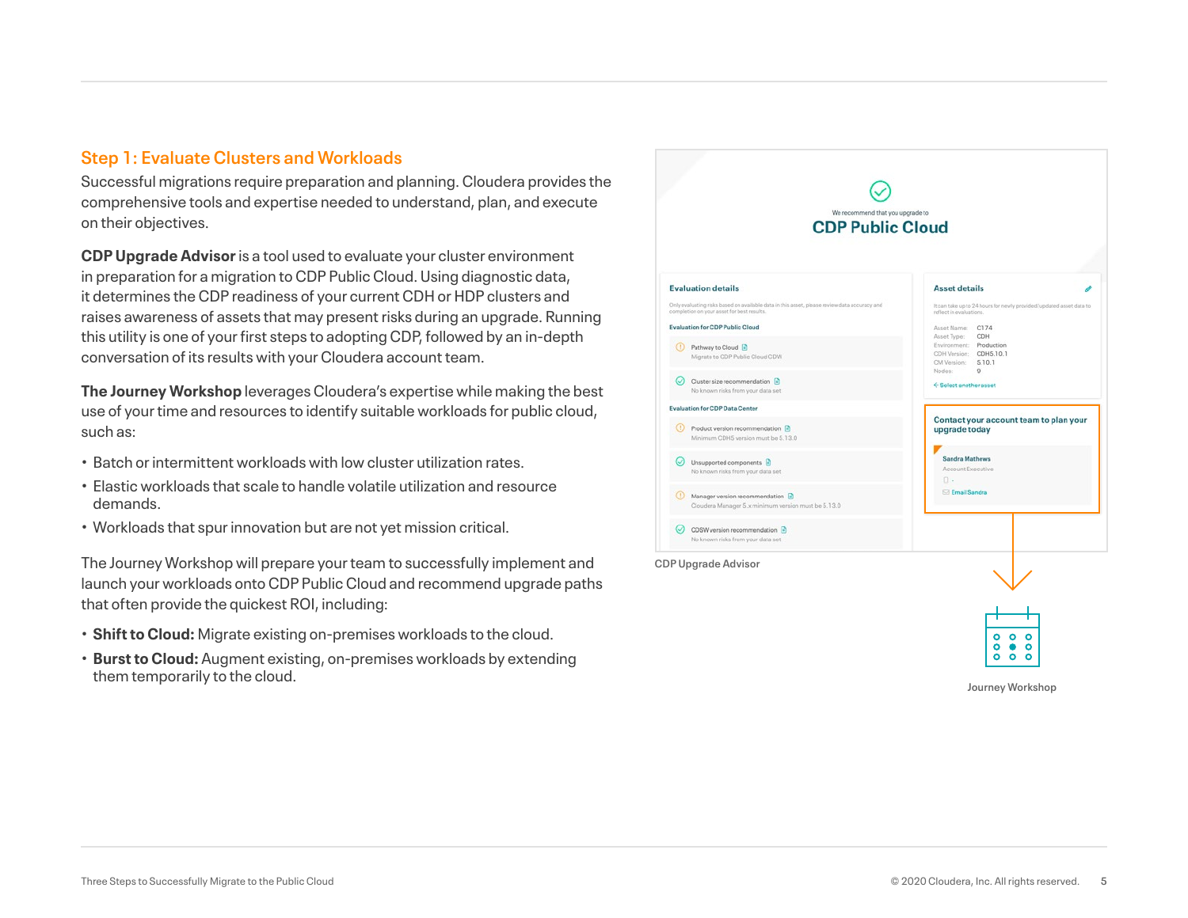## Step 1: Evaluate Clusters and Workloads

Successful migrations require preparation and planning. Cloudera provides the comprehensive tools and expertise needed to understand, plan, and execute on their objectives.

**CDP Upgrade Advisor** is a tool used to evaluate your cluster environment in preparation for a migration to CDP Public Cloud. Using diagnostic data, it determines the CDP readiness of your current CDH or HDP clusters and raises awareness of assets that may present risks during an upgrade. Running this utility is one of your first steps to adopting CDP, followed by an in-depth conversation of its results with your Cloudera account team.

**The Journey Workshop** leverages Cloudera's expertise while making the best use of your time and resources to identify suitable workloads for public cloud, such as:

- Batch or intermittent workloads with low cluster utilization rates.
- Elastic workloads that scale to handle volatile utilization and resource demands.
- Workloads that spur innovation but are not yet mission critical.

The Journey Workshop will prepare your team to successfully implement and launch your workloads onto CDP Public Cloud and recommend upgrade paths that often provide the quickest ROI, including:

- **Shift to Cloud:** Migrate existing on-premises workloads to the cloud.
- **Burst to Cloud:** Augment existing, on-premises workloads by extending them temporarily to the cloud.

CDP Upgrade Advisor

Journey Workshop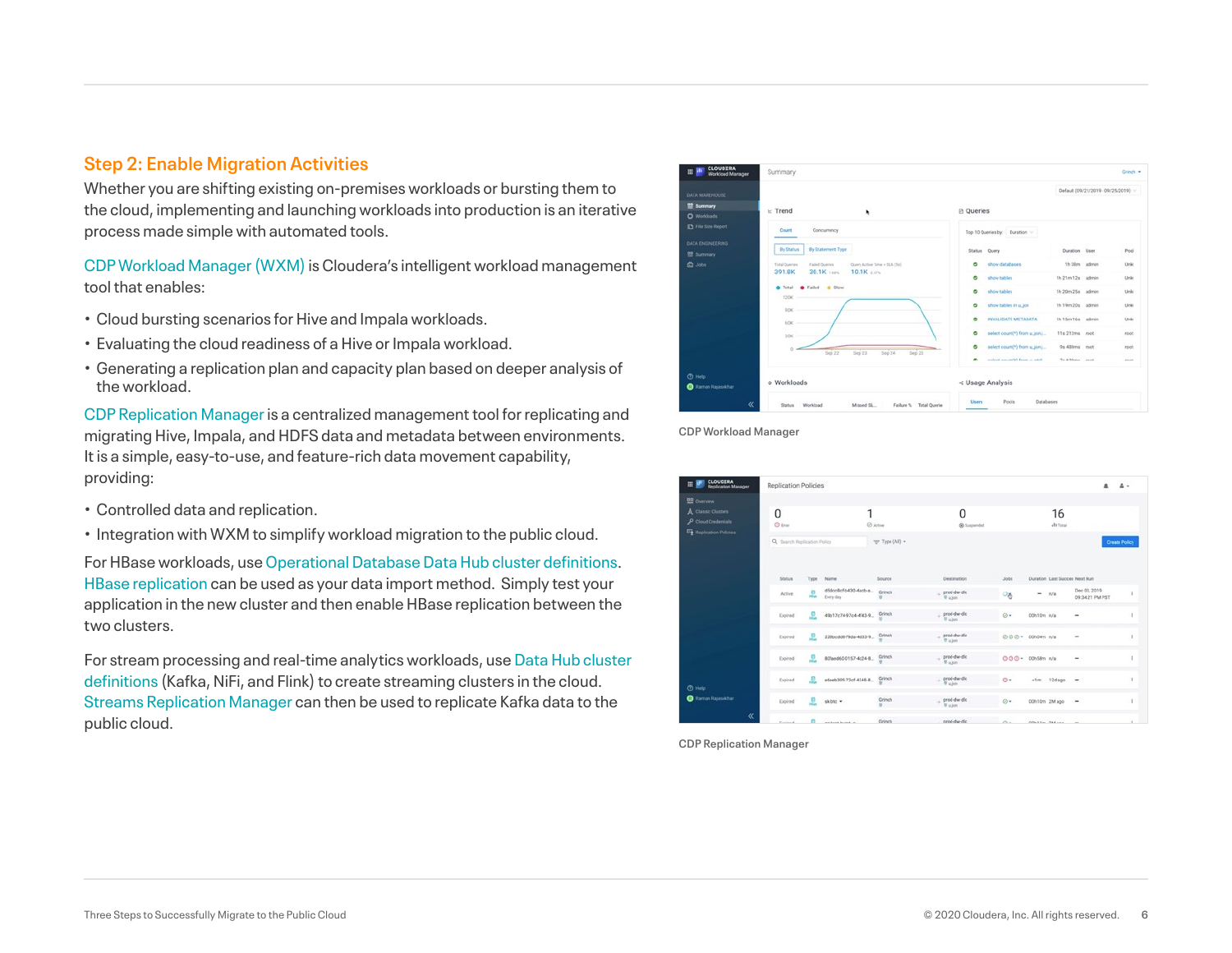## Step 2: Enable Migration Activities

Whether you are shifting existing on-premises workloads or bursting them to the cloud, implementing and launching workloads into production is an iterative process made simple with automated tools.

CDP Workload Manager (WXM) is Cloudera's intelligent workload management tool that enables:

- Cloud bursting scenarios for Hive and Impala workloads.
- Evaluating the cloud readiness of a Hive or Impala workload.
- Generating a replication plan and capacity plan based on deeper analysis of the workload.

CDP Replication Manager is a centralized management tool for replicating and migrating Hive, Impala, and HDFS data and metadata between environments. It is a simple, easy-to-use, and feature-rich data movement capability, providing:

- Controlled data and replication.
- Integration with WXM to simplify workload migration to the public cloud.

For HBase workloads, use Operational Database Data Hub cluster definitions. HBase replication can be used as your data import method. Simply test your application in the new cluster and then enable HBase replication between the two clusters.

For stream processing and real-time analytics workloads, use Data Hub cluster definitions (Kafka, NiFi, and Flink) to create streaming clusters in the cloud. Streams Replication Manager can then be used to replicate Kafka data to the public cloud.

CDP Workload Manager

CDP Replication Manager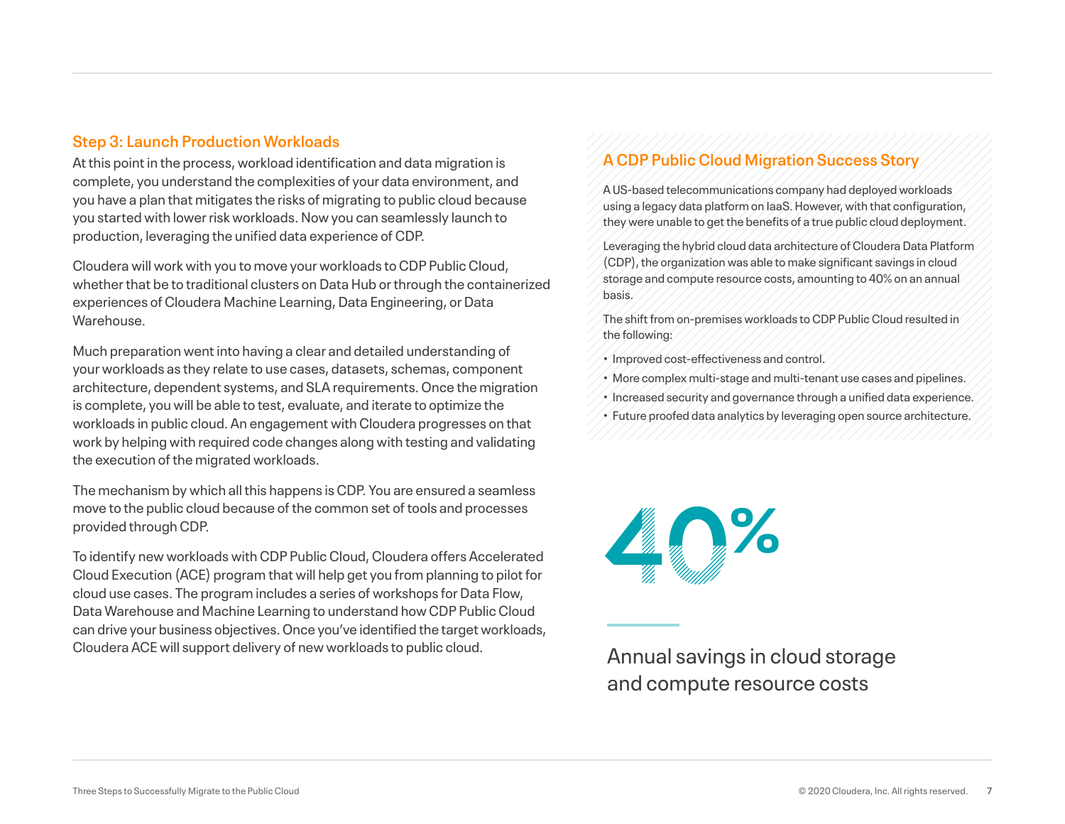### Step 3: Launch Production Workloads

At this point in the process, workload identification and data migration is complete, you understand the complexities of your data environment, and you have a plan that mitigates the risks of migrating to public cloud because you started with lower risk workloads. Now you can seamlessly launch to production, leveraging the unified data experience of CDP.

Cloudera will work with you to move your workloads to CDP Public Cloud, whether that be to traditional clusters on Data Hub or through the containerized experiences of Cloudera Machine Learning, Data Engineering, or Data Warehouse.

Much preparation went into having a clear and detailed understanding of your workloads as they relate to use cases, datasets, schemas, component architecture, dependent systems, and SLA requirements. Once the migration is complete, you will be able to test, evaluate, and iterate to optimize the workloads in public cloud. An engagement with Cloudera progresses on that work by helping with required code changes along with testing and validating the execution of the migrated workloads.

The mechanism by which all this happens is CDP. You are ensured a seamless move to the public cloud because of the common set of tools and processes provided through CDP.

To identify new workloads with CDP Public Cloud, Cloudera offers Accelerated Cloud Execution (ACE) program that will help get you from planning to pilot for cloud use cases. The program includes a series of workshops for Data Flow, Data Warehouse and Machine Learning to understand how CDP Public Cloud can drive your business objectives. Once you've identified the target workloads, Cloudera ACE will support delivery of new workloads to public cloud.

### A CDP Public Cloud Migration Success Story

A US-based telecommunications company had deployed workloads using a legacy data platform on IaaS. However, with that configuration, they were unable to get the benefits of a true public cloud deployment.

Leveraging the hybrid cloud data architecture of Cloudera Data Platform (CDP), the organization was able to make significant savings in cloud storage and compute resource costs, amounting to 40% on an annual basis.

The shift from on-premises workloads to CDP Public Cloud resulted in the following:

- Improved cost-effectiveness and control.
- More complex multi-stage and multi-tenant use cases and pipelines.
- Increased security and governance through a unified data experience.
- Future proofed data analytics by leveraging open source architecture.

**40%**

Annual savings in cloud storage and compute resource costs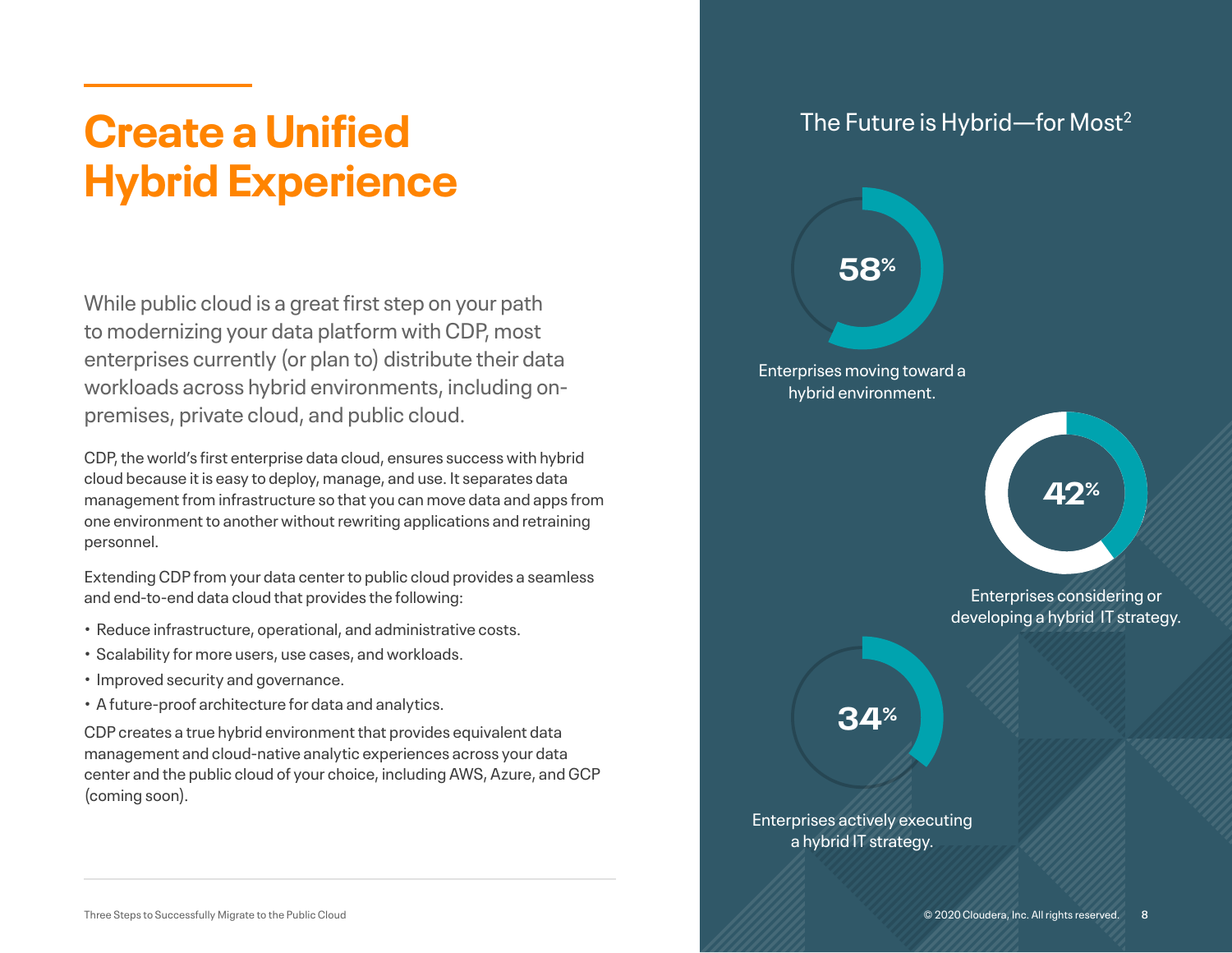# Create a Unified Hybrid Experience

While public cloud is a great first step on your path to modernizing your data platform with CDP, most enterprises currently (or plan to) distribute their data workloads across hybrid environments, including on-premises, private cloud, and public cloud.

CDP, the world's first enterprise data cloud, ensures success with hybrid cloud because it is easy to deploy, manage, and use. It separates data management from infrastructure so that you can move data and apps from one environment to another without rewriting applications and retraining personnel.

Extending CDP from your data center to public cloud provides a seamless and end-to-end data cloud that provides the following:

- Reduce infrastructure, operational, and administrative costs.
- Scalability for more users, use cases, and workloads.
- Improved security and governance.
- A future-proof architecture for data and analytics.

CDP creates a true hybrid environment that provides equivalent data management and cloud-native analytic experiences across your data center and the public cloud of your choice, including AWS, Azure, and GCP (coming soon).

## The Future is Hybrid—for Most[2]

**58%**

Enterprises moving toward a hybrid environment.

**42%**

Enterprises considering or developing a hybrid IT strategy.

**34%**

Enterprises actively executing a hybrid IT strategy.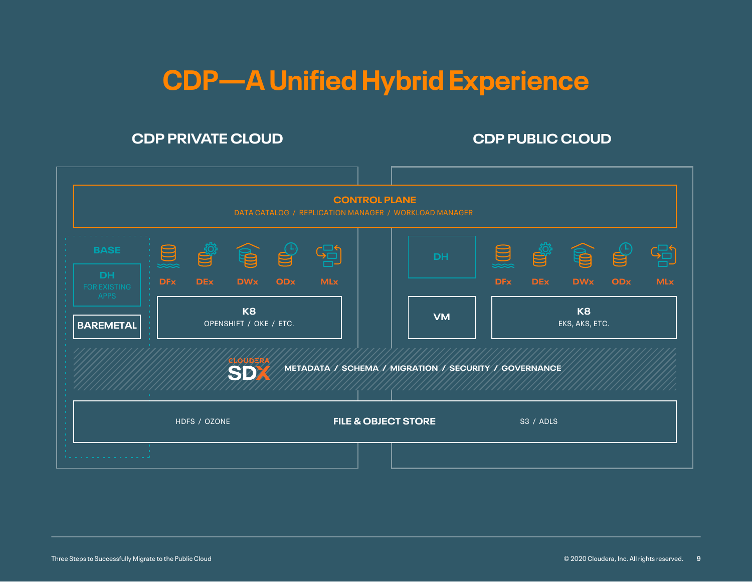# CDP—A Unified Hybrid Experience

## CDP PRIVATE CLOUD

## CDP PUBLIC CLOUD

**CONTROL PLANE**
DATA CATALOG / REPLICATION MANAGER / WORKLOAD MANAGER

**BASE**

**DH**
FOR EXISTING APPS

**BAREMETAL**

DFx DEx DWx ODx MLx

**K8**
OPENSHIFT / OKE / ETC.

**DH**

DFx DEx DWx ODx MLx

**VM**

**K8**
EKS, AKS, ETC.

**CLOUDERA SDX** METADATA / SCHEMA / MIGRATION / SECURITY / GOVERNANCE

HDFS / OZONE **FILE & OBJECT STORE** S3 / ADLS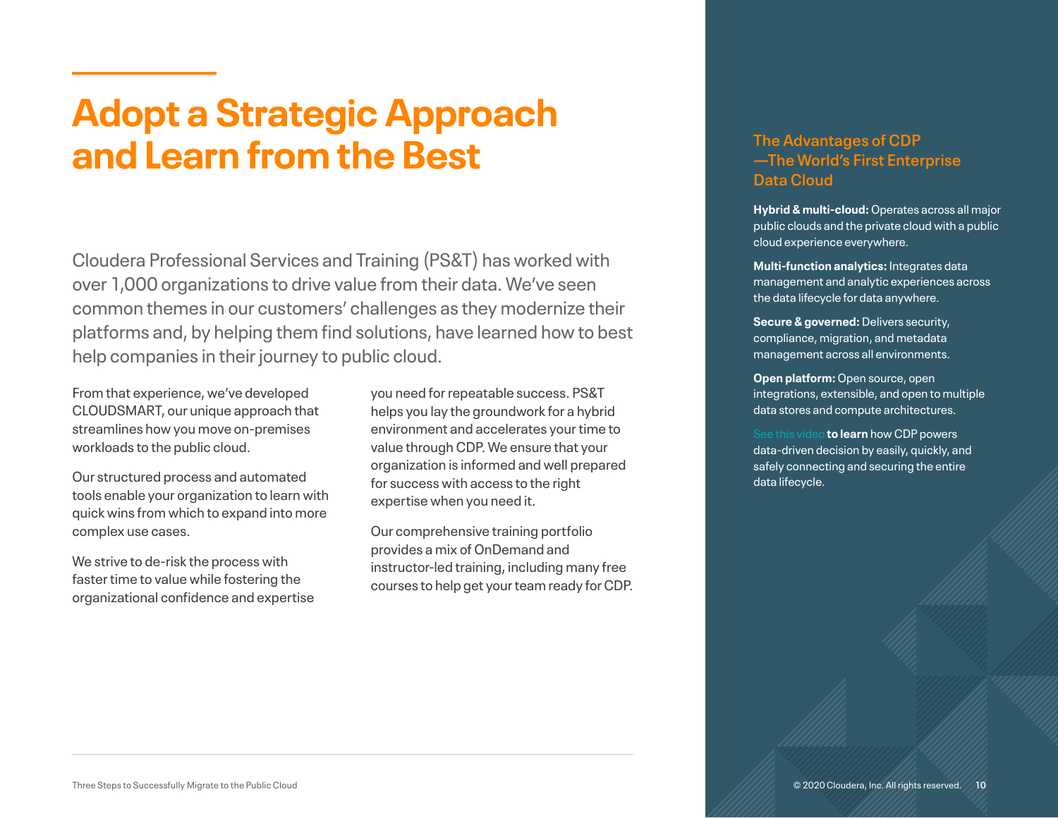# Adopt a Strategic Approach and Learn from the Best

Cloudera Professional Services and Training (PS&T) has worked with over 1,000 organizations to drive value from their data. We've seen common themes in our customers' challenges as they modernize their platforms and, by helping them find solutions, have learned how to best help companies in their journey to public cloud.

From that experience, we've developed CLOUDSMART, our unique approach that streamlines how you move on-premises workloads to the public cloud.

Our structured process and automated tools enable your organization to learn with quick wins from which to expand into more complex use cases.

We strive to de-risk the process with faster time to value while fostering the organizational confidence and expertise you need for repeatable success. PS&T helps you lay the groundwork for a hybrid environment and accelerates your time to value through CDP. We ensure that your organization is informed and well prepared for success with access to the right expertise when you need it.

Our comprehensive training portfolio provides a mix of OnDemand and instructor-led training, including many free courses to help get your team ready for CDP.

## The Advantages of CDP —The World's First Enterprise Data Cloud

**Hybrid & multi-cloud:** Operates across all major public clouds and the private cloud with a public cloud experience everywhere.

**Multi-function analytics:** Integrates data management and analytic experiences across the data lifecycle for data anywhere.

**Secure & governed:** Delivers security, compliance, migration, and metadata management across all environments.

**Open platform:** Open source, open integrations, extensible, and open to multiple data stores and compute architectures.

See this video **to learn** how CDP powers data-driven decision by easily, quickly, and safely connecting and securing the entire data lifecycle.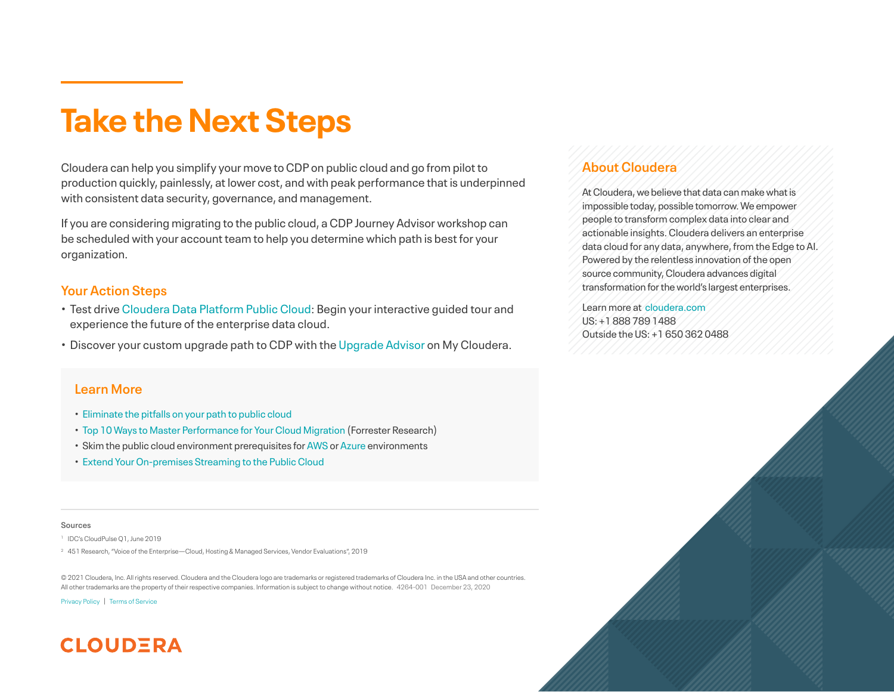# Take the Next Steps

Cloudera can help you simplify your move to CDP on public cloud and go from pilot to production quickly, painlessly, at lower cost, and with peak performance that is underpinned with consistent data security, governance, and management.

If you are considering migrating to the public cloud, a CDP Journey Advisor workshop can be scheduled with your account team to help you determine which path is best for your organization.

## Your Action Steps

- Test drive Cloudera Data Platform Public Cloud: Begin your interactive guided tour and experience the future of the enterprise data cloud.
- Discover your custom upgrade path to CDP with the Upgrade Advisor on My Cloudera.

## Learn More

- Eliminate the pitfalls on your path to public cloud
- Top 10 Ways to Master Performance for Your Cloud Migration (Forrester Research)
- Skim the public cloud environment prerequisites for AWS or Azure environments
- Extend Your On-premises Streaming to the Public Cloud

## About Cloudera

At Cloudera, we believe that data can make what is impossible today, possible tomorrow. We empower people to transform complex data into clear and actionable insights. Cloudera delivers an enterprise data cloud for any data, anywhere, from the Edge to AI. Powered by the relentless innovation of the open source community, Cloudera advances digital transformation for the world's largest enterprises.

Learn more at cloudera.com
US: +1 888 789 1488
Outside the US: +1 650 362 0488

---

**Sources**

[1] IDC's CloudPulse Q1, June 2019

[2] 451 Research, "Voice of the Enterprise—Cloud, Hosting & Managed Services, Vendor Evaluations", 2019

© 2021 Cloudera, Inc. All rights reserved. Cloudera and the Cloudera logo are trademarks or registered trademarks of Cloudera Inc. in the USA and other countries. All other trademarks are the property of their respective companies. Information is subject to change without notice. 4264-001 December 23, 2020

Privacy Policy | Terms of Service

CLOUDERA